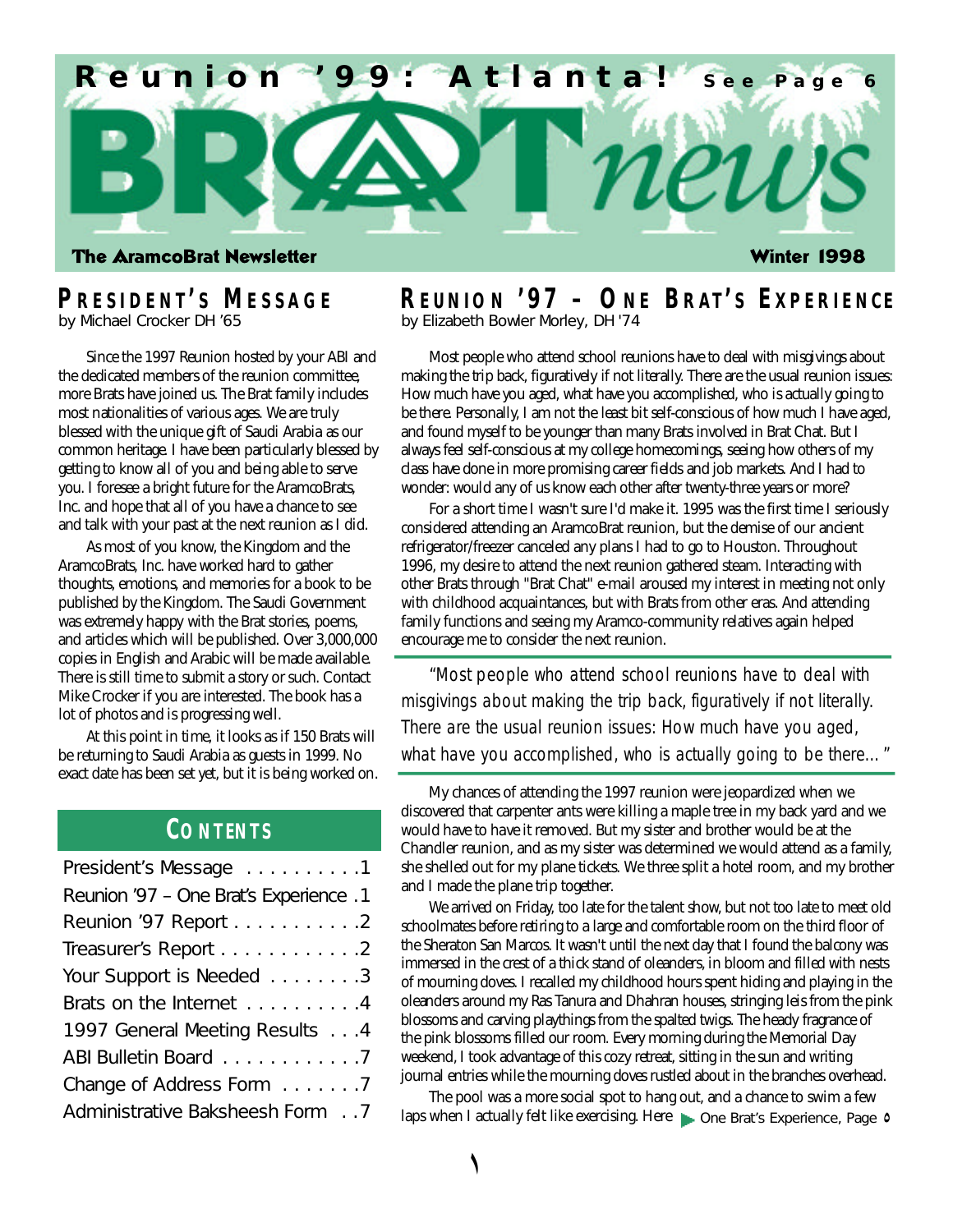**Reunion '99: Atlanta!** See Page 6

# BRAT news

**The AramcoBrat Newsletter** **Winter 1998**

## PRESIDENT'S MESSAGE

by Michael Crocker DH '65

Since the 1997 Reunion hosted by your ABI and the dedicated members of the reunion committee, more Brats have joined us. The Brat family includes most nationalities of various ages. We are truly blessed with the unique gift of Saudi Arabia as our common heritage. I have been particularly blessed by getting to know all of you and being able to serve you. I foresee a bright future for the AramcoBrats, Inc. and hope that all of you have a chance to see and talk with your past at the next reunion as I did.

As most of you know, the Kingdom and the AramcoBrats, Inc. have worked hard to gather thoughts, emotions, and memories for a book to be published by the Kingdom. The Saudi Government was extremely happy with the Brat stories, poems, and articles which will be published. Over 3,000,000 copies in English and Arabic will be made available. There is still time to submit a story or such. Contact Mike Crocker if you are interested. The book has a lot of photos and is progressing well.

At this point in time, it looks as if 150 Brats will be returning to Saudi Arabia as guests in 1999. No exact date has been set yet, but it is being worked on.

## CONTENTS

| | |
|---|---|
| President's Message | 1 |
| Reunion '97 – One Brat's Experience | 1 |
| Reunion '97 Report | 2 |
| Treasurer's Report | 2 |
| Your Support is Needed | 3 |
| Brats on the Internet | 4 |
| 1997 General Meeting Results | 4 |
| ABI Bulletin Board | 7 |
| Change of Address Form | 7 |
| Administrative Baksheesh Form | 7 |

## REUNION '97 – ONE BRAT'S EXPERIENCE

by Elizabeth Bowler Morley, DH '74

Most people who attend school reunions have to deal with misgivings about making the trip back, figuratively if not literally. There are the usual reunion issues: How much have you aged, what have you accomplished, who is actually going to be there. Personally, I am not the least bit self-conscious of how much I have aged, and found myself to be younger than many Brats involved in Brat Chat. But I always feel self-conscious at my college homecomings, seeing how others of my class have done in more promising career fields and job markets. And I had to wonder: would any of us know each other after twenty-three years or more?

For a short time I wasn't sure I'd make it. 1995 was the first time I seriously considered attending an AramcoBrat reunion, but the demise of our ancient refrigerator/freezer canceled any plans I had to go to Houston. Throughout 1996, my desire to attend the next reunion gathered steam. Interacting with other Brats through "Brat Chat" e-mail aroused my interest in meeting not only with childhood acquaintances, but with Brats from other eras. And attending family functions and seeing my Aramco-community relatives again helped encourage me to consider the next reunion.

> *"Most people who attend school reunions have to deal with misgivings about making the trip back, figuratively if not literally. There are the usual reunion issues: How much have you aged, what have you accomplished, who is actually going to be there..."*

My chances of attending the 1997 reunion were jeopardized when we discovered that carpenter ants were killing a maple tree in my back yard and we would have to have it removed. But my sister and brother would be at the Chandler reunion, and as my sister was determined we would attend as a family, she shelled out for my plane tickets. We three split a hotel room, and my brother and I made the plane trip together.

We arrived on Friday, too late for the talent show, but not too late to meet old schoolmates before retiring to a large and comfortable room on the third floor of the Sheraton San Marcos. It wasn't until the next day that I found the balcony was immersed in the crest of a thick stand of oleanders, in bloom and filled with nests of mourning doves. I recalled my childhood hours spent hiding and playing in the oleanders around my Ras Tanura and Dhahran houses, stringing leis from the pink blossoms and carving playthings from the spalted twigs. The heady fragrance of the pink blossoms filled our room. Every morning during the Memorial Day weekend, I took advantage of this cozy retreat, sitting in the sun and writing journal entries while the mourning doves rustled about in the branches overhead.

The pool was a more social spot to hang out, and a chance to swim a few laps when I actually felt like exercising. Here ▶ One Brat's Experience, Page ٥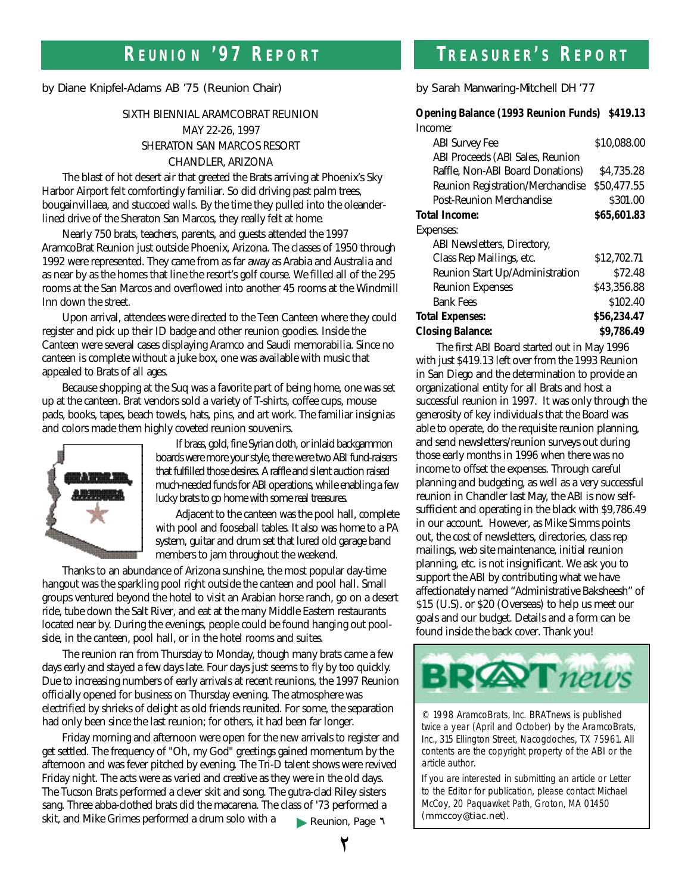## Reunion '97 Report

by Diane Knipfel-Adams AB '75 (Reunion Chair)

SIXTH BIENNIAL ARAMCOBRAT REUNION
MAY 22-26, 1997
SHERATON SAN MARCOS RESORT
CHANDLER, ARIZONA

The blast of hot desert air that greeted the Brats arriving at Phoenix's Sky Harbor Airport felt comfortingly familiar. So did driving past palm trees, bougainvillaea, and stuccoed walls. By the time they pulled into the oleander-lined drive of the Sheraton San Marcos, they really felt at home.

Nearly 750 brats, teachers, parents, and guests attended the 1997 AramcoBrat Reunion just outside Phoenix, Arizona. The classes of 1950 through 1992 were represented. They came from as far away as Arabia and Australia and as near by as the homes that line the resort's golf course. We filled all of the 295 rooms at the San Marcos and overflowed into another 45 rooms at the Windmill Inn down the street.

Upon arrival, attendees were directed to the Teen Canteen where they could register and pick up their ID badge and other reunion goodies. Inside the Canteen were several cases displaying Aramco and Saudi memorabilia. Since no canteen is complete without a juke box, one was available with music that appealed to Brats of all ages.

Because shopping at the Suq was a favorite part of being home, one was set up at the canteen. Brat vendors sold a variety of T-shirts, coffee cups, mouse pads, books, tapes, beach towels, hats, pins, and art work. The familiar insignias and colors made them highly coveted reunion souvenirs.

If brass, gold, fine Syrian cloth, or inlaid backgammon boards were more your style, there were two ABI fund-raisers that fulfilled those desires. A raffle and silent auction raised much-needed funds for ABI operations, while enabling a few lucky brats to go home with some real treasures.

Adjacent to the canteen was the pool hall, complete with pool and fooseball tables. It also was home to a PA system, guitar and drum set that lured old garage band members to jam throughout the weekend.

Thanks to an abundance of Arizona sunshine, the most popular day-time hangout was the sparkling pool right outside the canteen and pool hall. Small groups ventured beyond the hotel to visit an Arabian horse ranch, go on a desert ride, tube down the Salt River, and eat at the many Middle Eastern restaurants located near by. During the evenings, people could be found hanging out pool-side, in the canteen, pool hall, or in the hotel rooms and suites.

The reunion ran from Thursday to Monday, though many brats came a few days early and stayed a few days late. Four days just seems to fly by too quickly. Due to increasing numbers of early arrivals at recent reunions, the 1997 Reunion officially opened for business on Thursday evening. The atmosphere was electrified by shrieks of delight as old friends reunited. For some, the separation had only been since the last reunion; for others, it had been far longer.

Friday morning and afternoon were open for the new arrivals to register and get settled. The frequency of "Oh, my God" greetings gained momentum by the afternoon and was fever pitched by evening. The Tri-D talent shows were revived Friday night. The acts were as varied and creative as they were in the old days. The Tucson Brats performed a clever skit and song. The gutra-clad Riley sisters sang. Three abba-clothed brats did the macarena. The class of '73 performed a skit, and Mike Grimes performed a drum solo with a ▶ Reunion, Page ٦

## Treasurer's Report

by Sarah Manwaring-Mitchell DH '77

| | |
|---|---|
| **Opening Balance (1993 Reunion Funds)** | **$419.13** |
| Income: | |
| ABI Survey Fee | $10,088.00 |
| ABI Proceeds (ABI Sales, Reunion Raffle, Non-ABI Board Donations) | $4,735.28 |
| Reunion Registration/Merchandise | $50,477.55 |
| Post-Reunion Merchandise | $301.00 |
| **Total Income:** | **$65,601.83** |
| Expenses: | |
| ABI Newsletters, Directory, Class Rep Mailings, etc. | $12,702.71 |
| Reunion Start Up/Administration | $72.48 |
| Reunion Expenses | $43,356.88 |
| Bank Fees | $102.40 |
| **Total Expenses:** | **$56,234.47** |
| **Closing Balance:** | **$9,786.49** |

The first ABI Board started out in May 1996 with just $419.13 left over from the 1993 Reunion in San Diego and the determination to provide an organizational entity for all Brats and host a successful reunion in 1997. It was only through the generosity of key individuals that the Board was able to operate, do the requisite reunion planning, and send newsletters/reunion surveys out during those early months in 1996 when there was no income to offset the expenses. Through careful planning and budgeting, as well as a very successful reunion in Chandler last May, the ABI is now self-sufficient and operating in the black with $9,786.49 in our account. However, as Mike Simms points out, the cost of newsletters, directories, class rep mailings, web site maintenance, initial reunion planning, etc. is not insignificant. We ask you to support the ABI by contributing what we have affectionately named "Administrative Baksheesh" of $15 (U.S). or $20 (Overseas) to help us meet our goals and our budget. Details and a form can be found inside the back cover. Thank you!

BRATnews

© 1998 AramcoBrats, Inc. BRATnews is published twice a year (April and October) by the AramcoBrats, Inc., 315 Ellington Street, Nacogdoches, TX 75961. All contents are the copyright property of the ABI or the article author.

If you are interested in submitting an article or Letter to the Editor for publication, please contact Michael McCoy, 20 Paquawket Path, Groton, MA 01450 (mmccoy@tiac.net).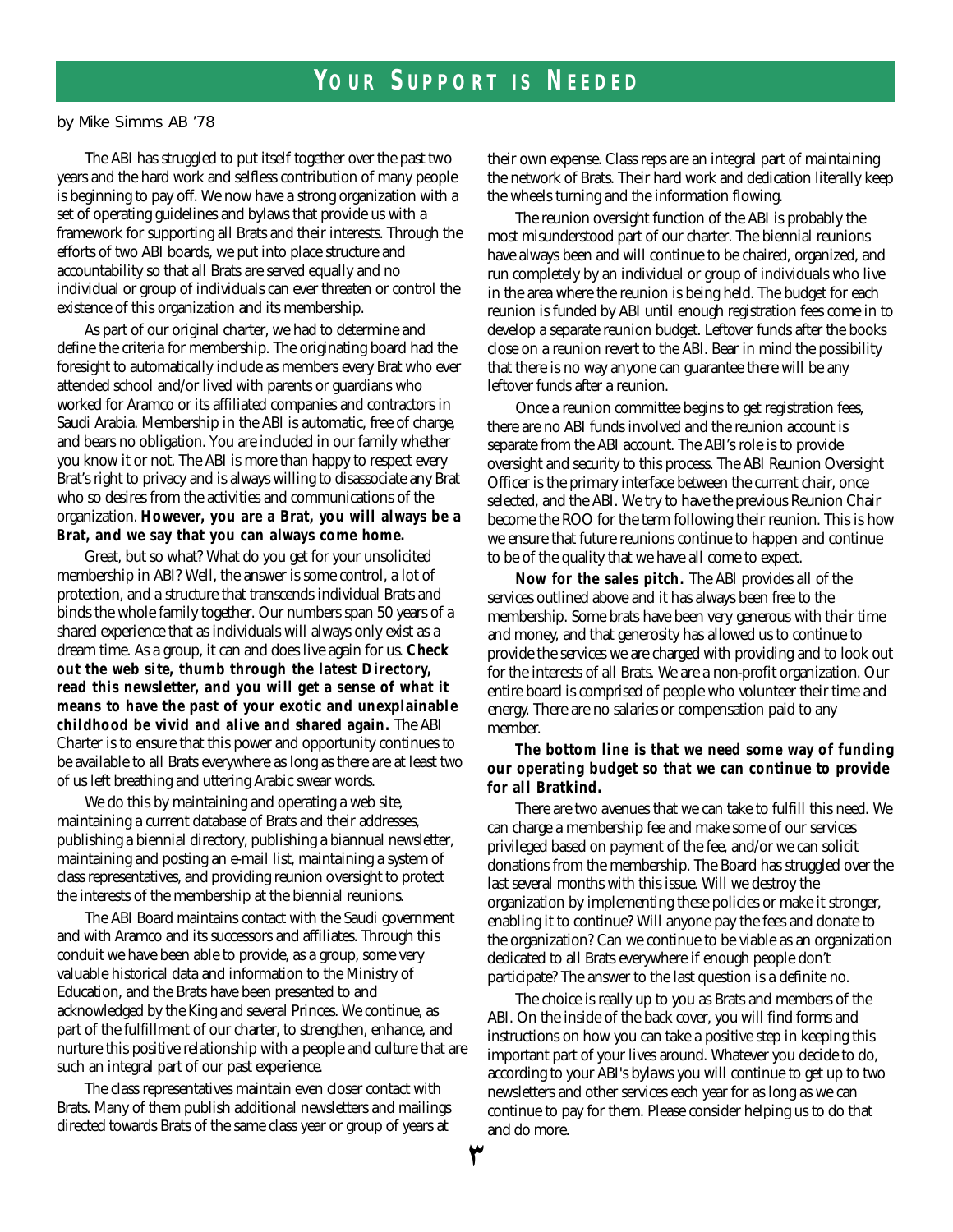# Your Support is Needed

by Mike Simms AB '78

The ABI has struggled to put itself together over the past two years and the hard work and selfless contribution of many people is beginning to pay off. We now have a strong organization with a set of operating guidelines and bylaws that provide us with a framework for supporting all Brats and their interests. Through the efforts of two ABI boards, we put into place structure and accountability so that all Brats are served equally and no individual or group of individuals can ever threaten or control the existence of this organization and its membership.

As part of our original charter, we had to determine and define the criteria for membership. The originating board had the foresight to automatically include as members every Brat who ever attended school and/or lived with parents or guardians who worked for Aramco or its affiliated companies and contractors in Saudi Arabia. Membership in the ABI is automatic, free of charge, and bears no obligation. You are included in our family whether you know it or not. The ABI is more than happy to respect every Brat's right to privacy and is always willing to disassociate any Brat who so desires from the activities and communications of the organization. **However, you are a Brat, you will always be a Brat, and we say that you can always come home.**

Great, but so what? What do you get for your unsolicited membership in ABI? Well, the answer is some control, a lot of protection, and a structure that transcends individual Brats and binds the whole family together. Our numbers span 50 years of a shared experience that as individuals will always only exist as a dream time. As a group, it can and does live again for us. **Check out the web site, thumb through the latest Directory, read this newsletter, and you will get a sense of what it means to have the past of your exotic and unexplainable childhood be vivid and alive and shared again.** The ABI Charter is to ensure that this power and opportunity continues to be available to all Brats everywhere as long as there are at least two of us left breathing and uttering Arabic swear words.

We do this by maintaining and operating a web site, maintaining a current database of Brats and their addresses, publishing a biennial directory, publishing a biannual newsletter, maintaining and posting an e-mail list, maintaining a system of class representatives, and providing reunion oversight to protect the interests of the membership at the biennial reunions.

The ABI Board maintains contact with the Saudi government and with Aramco and its successors and affiliates. Through this conduit we have been able to provide, as a group, some very valuable historical data and information to the Ministry of Education, and the Brats have been presented to and acknowledged by the King and several Princes. We continue, as part of the fulfillment of our charter, to strengthen, enhance, and nurture this positive relationship with a people and culture that are such an integral part of our past experience.

The class representatives maintain even closer contact with Brats. Many of them publish additional newsletters and mailings directed towards Brats of the same class year or group of years at their own expense. Class reps are an integral part of maintaining the network of Brats. Their hard work and dedication literally keep the wheels turning and the information flowing.

The reunion oversight function of the ABI is probably the most misunderstood part of our charter. The biennial reunions have always been and will continue to be chaired, organized, and run completely by an individual or group of individuals who live in the area where the reunion is being held. The budget for each reunion is funded by ABI until enough registration fees come in to develop a separate reunion budget. Leftover funds after the books close on a reunion revert to the ABI. Bear in mind the possibility that there is no way anyone can guarantee there will be any leftover funds after a reunion.

Once a reunion committee begins to get registration fees, there are no ABI funds involved and the reunion account is separate from the ABI account. The ABI's role is to provide oversight and security to this process. The ABI Reunion Oversight Officer is the primary interface between the current chair, once selected, and the ABI. We try to have the previous Reunion Chair become the ROO for the term following their reunion. This is how we ensure that future reunions continue to happen and continue to be of the quality that we have all come to expect.

**Now for the sales pitch.** The ABI provides all of the services outlined above and it has always been free to the membership. Some brats have been very generous with their time and money, and that generosity has allowed us to continue to provide the services we are charged with providing and to look out for the interests of all Brats. We are a non-profit organization. Our entire board is comprised of people who volunteer their time and energy. There are no salaries or compensation paid to any member.

**The bottom line is that we need some way of funding our operating budget so that we can continue to provide for all Bratkind.**

There are two avenues that we can take to fulfill this need. We can charge a membership fee and make some of our services privileged based on payment of the fee, and/or we can solicit donations from the membership. The Board has struggled over the last several months with this issue. Will we destroy the organization by implementing these policies or make it stronger, enabling it to continue? Will anyone pay the fees and donate to the organization? Can we continue to be viable as an organization dedicated to all Brats everywhere if enough people don't participate? The answer to the last question is a definite no.

The choice is really up to you as Brats and members of the ABI. On the inside of the back cover, you will find forms and instructions on how you can take a positive step in keeping this important part of your lives around. Whatever you decide to do, according to your ABI's bylaws you will continue to get up to two newsletters and other services each year for as long as we can continue to pay for them. Please consider helping us to do that and do more.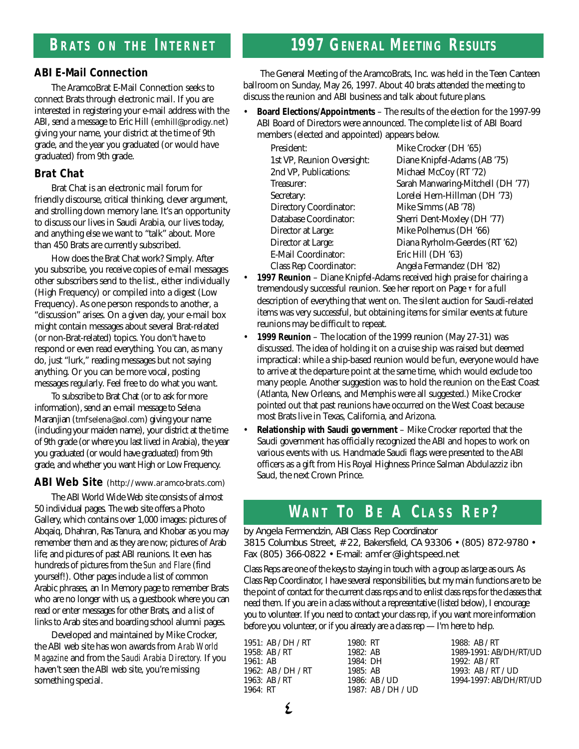## Brats on the Internet

### ABI E-Mail Connection

The AramcoBrat E-Mail Connection seeks to connect Brats through electronic mail. If you are interested in registering your e-mail address with the ABI, send a message to Eric Hill (emhill@prodigy.net) giving your name, your district at the time of 9th grade, and the year you graduated (or would have graduated) from 9th grade.

### Brat Chat

Brat Chat is an electronic mail forum for friendly discourse, critical thinking, clever argument, and strolling down memory lane. It's an opportunity to discuss our lives in Saudi Arabia, our lives today, and anything else we want to "talk" about. More than 450 Brats are currently subscribed.

How does the Brat Chat work? Simply. After you subscribe, you receive copies of e-mail messages other subscribers send to the list., either individually (High Frequency) or compiled into a digest (Low Frequency). As one person responds to another, a "discussion" arises. On a given day, your e-mail box might contain messages about several Brat-related (or non-Brat-related) topics. You don't have to respond or even read everything. You can, as many do, just "lurk," reading messages but not saying anything. Or you can be more vocal, posting messages regularly. Feel free to do what you want.

To subscribe to Brat Chat (or to ask for more information), send an e-mail message to Selena Maranjian (tmfselena@aol.com) giving your name (including your maiden name), your district at the time of 9th grade (or where you last lived in Arabia), the year you graduated (or would have graduated) from 9th grade, and whether you want High or Low Frequency.

### ABI Web Site (http://www.aramco-brats.com)

The ABI World Wide Web site consists of almost 50 individual pages. The web site offers a Photo Gallery, which contains over 1,000 images: pictures of Abqaiq, Dhahran, Ras Tanura, and Khobar as you may remember them and as they are now; pictures of Arab life; and pictures of past ABI reunions. It even has hundreds of pictures from the *Sun and Flare* (find yourself!). Other pages include a list of common Arabic phrases, an In Memory page to remember Brats who are no longer with us, a guestbook where you can read or enter messages for other Brats, and a list of links to Arab sites and boarding school alumni pages.

Developed and maintained by Mike Crocker, the ABI web site has won awards from *Arab World Magazine* and from the *Saudi Arabia Directory.* If you haven't seen the ABI web site, you're missing something special.

## 1997 General Meeting Results

The General Meeting of the AramcoBrats, Inc. was held in the Teen Canteen ballroom on Sunday, May 26, 1997. About 40 brats attended the meeting to discuss the reunion and ABI business and talk about future plans.

- **Board Elections/Appointments** – The results of the election for the 1997-99 ABI Board of Directors were announced. The complete list of ABI Board members (elected and appointed) appears below.

| | |
|---|---|
| President: | Mike Crocker (DH '65) |
| 1st VP, Reunion Oversight: | Diane Knipfel-Adams (AB '75) |
| 2nd VP, Publications: | Michael McCoy (RT '72) |
| Treasurer: | Sarah Manwaring-Mitchell (DH '77) |
| Secretary: | Lorelei Hern-Hillman (DH '73) |
| Directory Coordinator: | Mike Simms (AB '78) |
| Database Coordinator: | Sherri Dent-Moxley (DH '77) |
| Director at Large: | Mike Polhemus (DH '66) |
| Director at Large: | Diana Ryrholm-Geerdes (RT '62) |
| E-Mail Coordinator: | Eric Hill (DH '63) |
| Class Rep Coordinator: | Angela Fermandez (DH '82) |

- **1997 Reunion** – Diane Knipfel-Adams received high praise for chairing a tremendously successful reunion. See her report on Page ٢ for a full description of everything that went on. The silent auction for Saudi-related items was very successful, but obtaining items for similar events at future reunions may be difficult to repeat.
- **1999 Reunion** – The location of the 1999 reunion (May 27-31) was discussed. The idea of holding it on a cruise ship was raised but deemed impractical: while a ship-based reunion would be fun, everyone would have to arrive at the departure point at the same time, which would exclude too many people. Another suggestion was to hold the reunion on the East Coast (Atlanta, New Orleans, and Memphis were all suggested.) Mike Crocker pointed out that past reunions have occurred on the West Coast because most Brats live in Texas, California, and Arizona.
- **Relationship with Saudi government** – Mike Crocker reported that the Saudi government has officially recognized the ABI and hopes to work on various events with us. Handmade Saudi flags were presented to the ABI officers as a gift from His Royal Highness Prince Salman Abdulazziz ibn Saud, the next Crown Prince.

## Want To Be A Class Rep?

by Angela Fermendzin, ABI Class Rep Coordinator
3815 Columbus Street, #22, Bakersfield, CA 93306 • (805) 872-9780 • Fax (805) 366-0822 • E-mail: amfer@lightspeed.net

Class Reps are one of the keys to staying in touch with a group as large as ours. As Class Rep Coordinator, I have several responsibilities, but my main functions are to be the point of contact for the current class reps and to enlist class reps for the classes that need them. If you are in a class without a representative (listed below), I encourage you to volunteer. If you need to contact your class rep, if you want more information before you volunteer, or if you already are a class rep — I'm here to help.

1951: AB / DH / RT
1958: AB / RT
1961: AB
1962: AB / DH / RT
1963: AB / RT
1964: RT
1980: RT
1982: AB
1984: DH
1985: AB
1986: AB / UD
1987: AB / DH / UD
1988: AB / RT
1989-1991: AB/DH/RT/UD
1992: AB / RT
1993: AB / RT / UD
1994-1997: AB/DH/RT/UD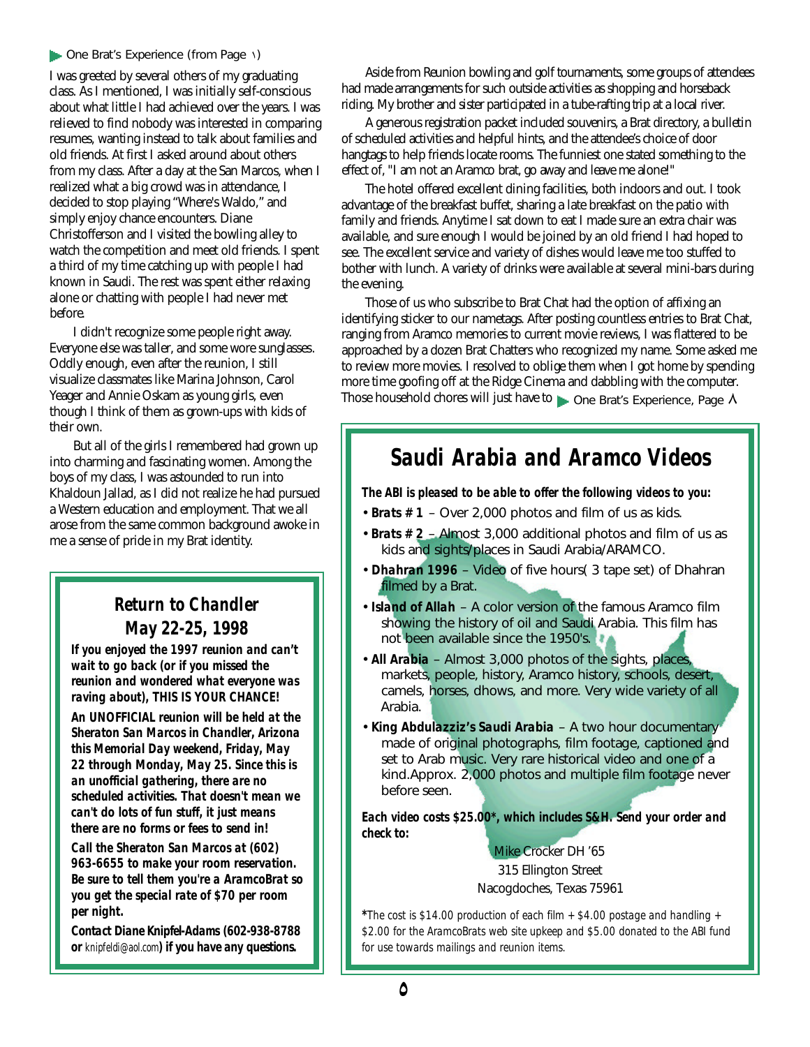One Brat's Experience (from Page ١)

I was greeted by several others of my graduating class. As I mentioned, I was initially self-conscious about what little I had achieved over the years. I was relieved to find nobody was interested in comparing resumes, wanting instead to talk about families and old friends. At first I asked around about others from my class. After a day at the San Marcos, when I realized what a big crowd was in attendance, I decided to stop playing "Where's Waldo," and simply enjoy chance encounters. Diane Christofferson and I visited the bowling alley to watch the competition and meet old friends. I spent a third of my time catching up with people I had known in Saudi. The rest was spent either relaxing alone or chatting with people I had never met before.

I didn't recognize some people right away. Everyone else was taller, and some wore sunglasses. Oddly enough, even after the reunion, I still visualize classmates like Marina Johnson, Carol Yeager and Annie Oskam as young girls, even though I think of them as grown-ups with kids of their own.

But all of the girls I remembered had grown up into charming and fascinating women. Among the boys of my class, I was astounded to run into Khaldoun Jallad, as I did not realize he had pursued a Western education and employment. That we all arose from the same common background awoke in me a sense of pride in my Brat identity.

Aside from Reunion bowling and golf tournaments, some groups of attendees had made arrangements for such outside activities as shopping and horseback riding. My brother and sister participated in a tube-rafting trip at a local river.

A generous registration packet included souvenirs, a Brat directory, a bulletin of scheduled activities and helpful hints, and the attendee's choice of door hangtags to help friends locate rooms. The funniest one stated something to the effect of, "I am not an Aramco brat, go away and leave me alone!"

The hotel offered excellent dining facilities, both indoors and out. I took advantage of the breakfast buffet, sharing a late breakfast on the patio with family and friends. Anytime I sat down to eat I made sure an extra chair was available, and sure enough I would be joined by an old friend I had hoped to see. The excellent service and variety of dishes would leave me too stuffed to bother with lunch. A variety of drinks were available at several mini-bars during the evening.

Those of us who subscribe to Brat Chat had the option of affixing an identifying sticker to our nametags. After posting countless entries to Brat Chat, ranging from Aramco memories to current movie reviews, I was flattered to be approached by a dozen Brat Chatters who recognized my name. Some asked me to review more movies. I resolved to oblige them when I got home by spending more time goofing off at the Ridge Cinema and dabbling with the computer. Those household chores will just have to One Brat's Experience, Page ٨

## Return to Chandler May 22-25, 1998

***If you enjoyed the 1997 reunion and can't wait to go back (or if you missed the reunion and wondered what everyone was raving about), THIS IS YOUR CHANCE!***

***An UNOFFICIAL reunion will be held at the Sheraton San Marcos in Chandler, Arizona this Memorial Day weekend, Friday, May 22 through Monday, May 25. Since this is an unofficial gathering, there are no scheduled activities. That doesn't mean we can't do lots of fun stuff, it just means there are no forms or fees to send in!***

***Call the Sheraton San Marcos at (602) 963-6655 to make your room reservation. Be sure to tell them you're a AramcoBrat so you get the special rate of $70 per room per night.***

**Contact Diane Knipfel-Adams (602-938-8788 or** knipfeldi@aol.com**) if you have any questions.**

## Saudi Arabia and Aramco Videos

***The ABI is pleased to be able to offer the following videos to you:***

- **Brats # 1** – Over 2,000 photos and film of us as kids.
- **Brats # 2** – Almost 3,000 additional photos and film of us as kids and sights/places in Saudi Arabia/ARAMCO.
- **Dhahran 1996** – Video of five hours( 3 tape set) of Dhahran filmed by a Brat.
- ***Island of Allah*** – A color version of the famous Aramco film showing the history of oil and Saudi Arabia. This film has not been available since the 1950's.
- **All Arabia** – Almost 3,000 photos of the sights, places, markets, people, history, Aramco history, schools, desert, camels, horses, dhows, and more. Very wide variety of all Arabia.
- **King Abdulazziz's Saudi Arabia** – A two hour documentary made of original photographs, film footage, captioned and set to Arab music. Very rare historical video and one of a kind.Approx. 2,000 photos and multiple film footage never before seen.

***Each video costs $25.00*, which includes S&H. Send your order and check to:***

Mike Crocker DH '65
315 Ellington Street
Nacogdoches, Texas 75961

*\*The cost is $14.00 production of each film + $4.00 postage and handling + $2.00 for the AramcoBrats web site upkeep and $5.00 donated to the ABI fund for use towards mailings and reunion items.*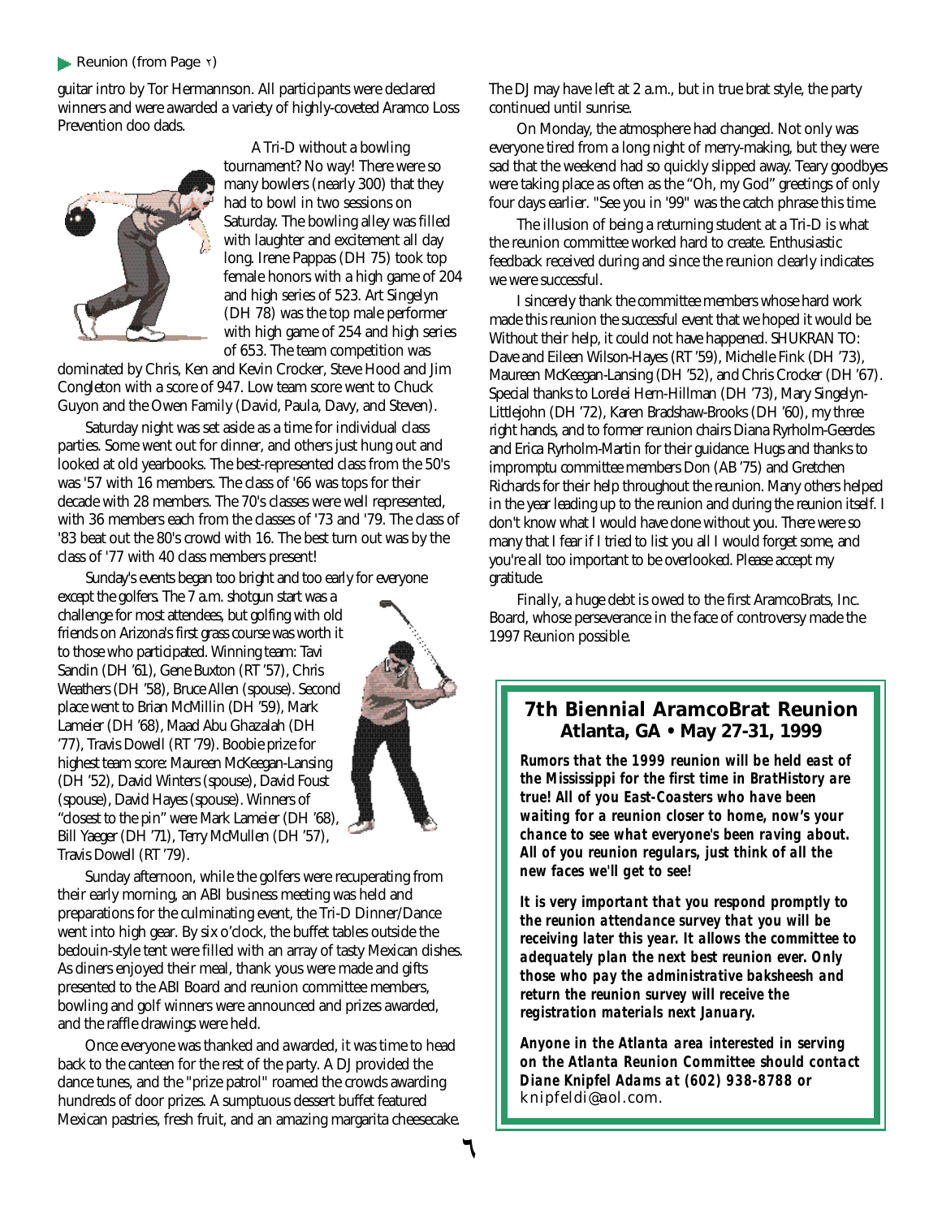▶ Reunion (from Page ٢)

guitar intro by Tor Hermannson. All participants were declared winners and were awarded a variety of highly-coveted Aramco Loss Prevention doo dads.

A Tri-D without a bowling tournament? No way! There were so many bowlers (nearly 300) that they had to bowl in two sessions on Saturday. The bowling alley was filled with laughter and excitement all day long. Irene Pappas (DH 75) took top female honors with a high game of 204 and high series of 523. Art Singelyn (DH 78) was the top male performer with high game of 254 and high series of 653. The team competition was dominated by Chris, Ken and Kevin Crocker, Steve Hood and Jim Congleton with a score of 947. Low team score went to Chuck Guyon and the Owen Family (David, Paula, Davy, and Steven).

Saturday night was set aside as a time for individual class parties. Some went out for dinner, and others just hung out and looked at old yearbooks. The best-represented class from the 50's was '57 with 16 members. The class of '66 was tops for their decade with 28 members. The 70's classes were well represented, with 36 members each from the classes of '73 and '79. The class of '83 beat out the 80's crowd with 16. The best turn out was by the class of '77 with 40 class members present!

Sunday's events began too bright and too early for everyone except the golfers. The 7 a.m. shotgun start was a challenge for most attendees, but golfing with old friends on Arizona's first grass course was worth it to those who participated. Winning team: Tavi Sandin (DH '61), Gene Buxton (RT '57), Chris Weathers (DH '58), Bruce Allen (spouse). Second place went to Brian McMillin (DH '59), Mark Lameier (DH '68), Maad Abu Ghazalah (DH '77), Travis Dowell (RT '79). Boobie prize for highest team score: Maureen McKeegan-Lansing (DH '52), David Winters (spouse), David Foust (spouse), David Hayes (spouse). Winners of "closest to the pin" were Mark Lameier (DH '68), Bill Yaeger (DH '71), Terry McMullen (DH '57), Travis Dowell (RT '79).

Sunday afternoon, while the golfers were recuperating from their early morning, an ABI business meeting was held and preparations for the culminating event, the Tri-D Dinner/Dance went into high gear. By six o'clock, the buffet tables outside the bedouin-style tent were filled with an array of tasty Mexican dishes. As diners enjoyed their meal, thank yous were made and gifts presented to the ABI Board and reunion committee members, bowling and golf winners were announced and prizes awarded, and the raffle drawings were held.

Once everyone was thanked and awarded, it was time to head back to the canteen for the rest of the party. A DJ provided the dance tunes, and the "prize patrol" roamed the crowds awarding hundreds of door prizes. A sumptuous dessert buffet featured Mexican pastries, fresh fruit, and an amazing margarita cheesecake. The DJ may have left at 2 a.m., but in true brat style, the party continued until sunrise.

On Monday, the atmosphere had changed. Not only was everyone tired from a long night of merry-making, but they were sad that the weekend had so quickly slipped away. Teary goodbyes were taking place as often as the "Oh, my God" greetings of only four days earlier. "See you in '99" was the catch phrase this time.

The illusion of being a returning student at a Tri-D is what the reunion committee worked hard to create. Enthusiastic feedback received during and since the reunion clearly indicates we were successful.

I sincerely thank the committee members whose hard work made this reunion the successful event that we hoped it would be. Without their help, it could not have happened. SHUKRAN TO: Dave and Eileen Wilson-Hayes (RT '59), Michelle Fink (DH '73), Maureen McKeegan-Lansing (DH '52), and Chris Crocker (DH '67). Special thanks to Lorelei Hern-Hillman (DH '73), Mary Singelyn-Littlejohn (DH '72), Karen Bradshaw-Brooks (DH '60), my three right hands, and to former reunion chairs Diana Ryrholm-Geerdes and Erica Ryrholm-Martin for their guidance. Hugs and thanks to impromptu committee members Don (AB '75) and Gretchen Richards for their help throughout the reunion. Many others helped in the year leading up to the reunion and during the reunion itself. I don't know what I would have done without you. There were so many that I fear if I tried to list you all I would forget some, and you're all too important to be overlooked. Please accept my gratitude.

Finally, a huge debt is owed to the first AramcoBrats, Inc. Board, whose perseverance in the face of controversy made the 1997 Reunion possible.

## 7th Biennial AramcoBrat Reunion
### Atlanta, GA • May 27-31, 1999

***Rumors that the 1999 reunion will be held east of the Mississippi for the first time in BratHistory are true! All of you East-Coasters who have been waiting for a reunion closer to home, now's your chance to see what everyone's been raving about. All of you reunion regulars, just think of all the new faces we'll get to see!***

***It is very important that you respond promptly to the reunion attendance survey that you will be receiving later this year. It allows the committee to adequately plan the next best reunion ever. Only those who pay the administrative baksheesh and return the reunion survey will receive the registration materials next January.***

***Anyone in the Atlanta area interested in serving on the Atlanta Reunion Committee should contact Diane Knipfel Adams at (602) 938-8788 or*** knipfeldi@aol.com.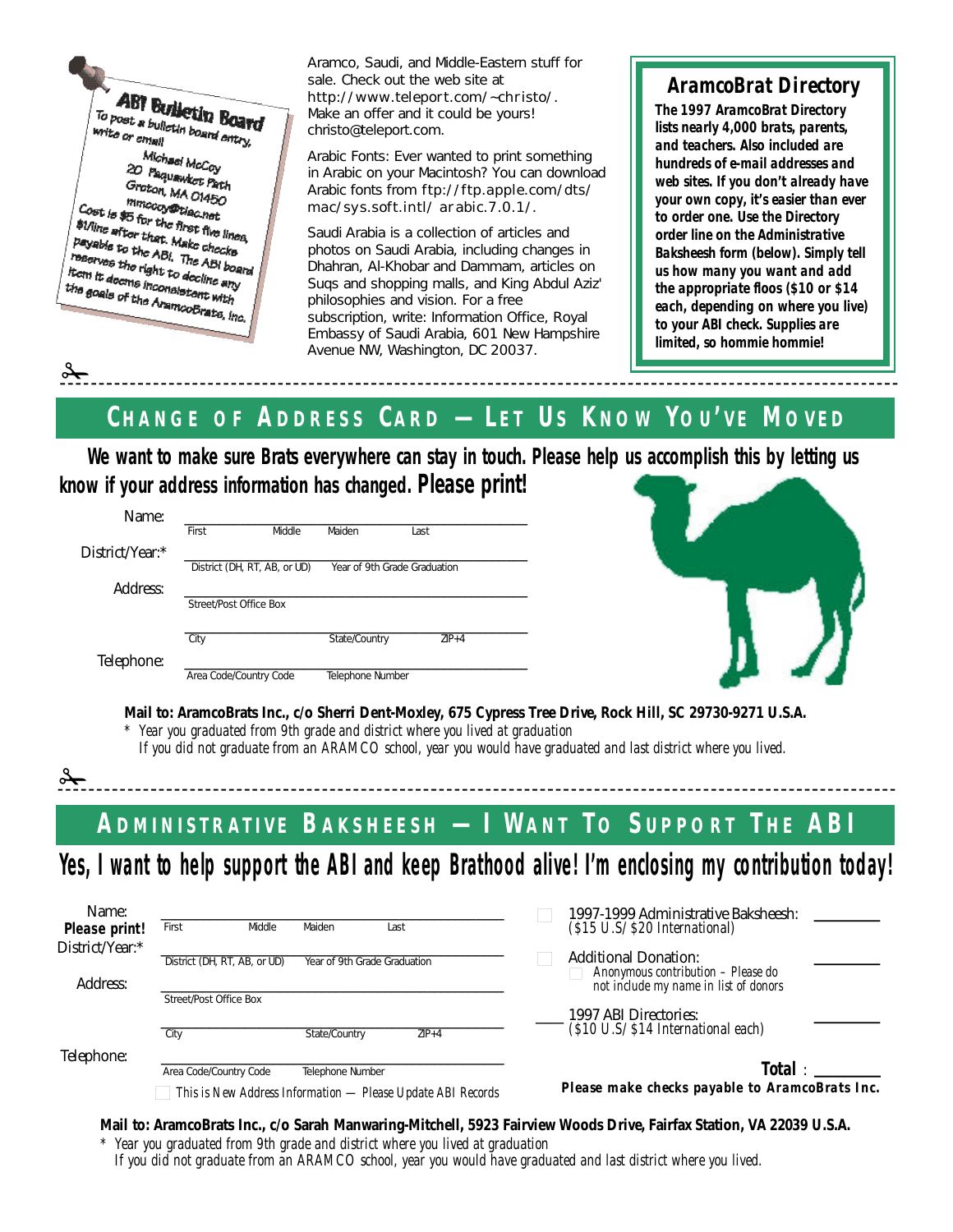## ABI Bulletin Board

To post a bulletin board entry, write or email

Michael McCoy
20 Paquawket Path
Groton, MA 01450
mmccoy@tiac.net

Cost is $5 for the first five lines, $1/line after that. Make checks payable to the ABI. The ABI board reserves the right to decline any item it deems inconsistent with the goals of the AramcoBrats, Inc.

Aramco, Saudi, and Middle-Eastern stuff for sale. Check out the web site at http://www.teleport.com/~christo/. Make an offer and it could be yours! christo@teleport.com.

Arabic Fonts: Ever wanted to print something in Arabic on your Macintosh? You can download Arabic fonts from ftp://ftp.apple.com/dts/mac/sys.soft.intl/ arabic.7.0.1/.

Saudi Arabia is a collection of articles and photos on Saudi Arabia, including changes in Dhahran, Al-Khobar and Dammam, articles on Suqs and shopping malls, and King Abdul Aziz' philosophies and vision. For a free subscription, write: Information Office, Royal Embassy of Saudi Arabia, 601 New Hampshire Avenue NW, Washington, DC 20037.

## AramcoBrat Directory

**The 1997 AramcoBrat Directory lists nearly 4,000 brats, parents, and teachers. Also included are hundreds of e-mail addresses and web sites. If you don't already have your own copy, it's easier than ever to order one. Use the Directory order line on the Administrative Baksheesh form (below). Simply tell us how many you want and add the appropriate floos ($10 or $14 each, depending on where you live) to your ABI check. Supplies are limited, so hommie hommie!**

---

## Change of Address Card — Let Us Know You've Moved

**We want to make sure Brats everywhere can stay in touch. Please help us accomplish this by letting us know if your address information has changed. Please print!**

Name: ____________________
First / Middle / Maiden / Last

District/Year:* ____________________
District (DH, RT, AB, or UD) / Year of 9th Grade Graduation

Address: ____________________
Street/Post Office Box

____________________
City / State/Country / ZIP+4

Telephone: ____________________
Area Code/Country Code / Telephone Number

**Mail to: AramcoBrats Inc., c/o Sherri Dent-Moxley, 675 Cypress Tree Drive, Rock Hill, SC 29730-9271 U.S.A.**

\* *Year you graduated from 9th grade and district where you lived at graduation*
*If you did not graduate from an ARAMCO school, year you would have graduated and last district where you lived.*

---

## Administrative Baksheesh — I Want To Support The ABI

**Yes, I want to help support the ABI and keep Brathood alive! I'm enclosing my contribution today!**

Name: **Please print!** ____________________
First / Middle / Maiden / Last

District/Year:* ____________________
District (DH, RT, AB, or UD) / Year of 9th Grade Graduation

Address: ____________________
Street/Post Office Box

____________________
City / State/Country / ZIP+4

Telephone: ____________________
Area Code/Country Code / Telephone Number

☐ *This is New Address Information — Please Update ABI Records*

☐ 1997-1999 Administrative Baksheesh: ________
*($15 U.S/$20 International)*

☐ Additional Donation: ________
☐ *Anonymous contribution – Please do not include my name in list of donors*

____ 1997 ABI Directories: ________
*($10 U.S/$14 International each)*

**Total**: ________

**Please make checks payable to AramcoBrats Inc.**

**Mail to: AramcoBrats Inc., c/o Sarah Manwaring-Mitchell, 5923 Fairview Woods Drive, Fairfax Station, VA 22039 U.S.A.**

\* *Year you graduated from 9th grade and district where you lived at graduation*
*If you did not graduate from an ARAMCO school, year you would have graduated and last district where you lived.*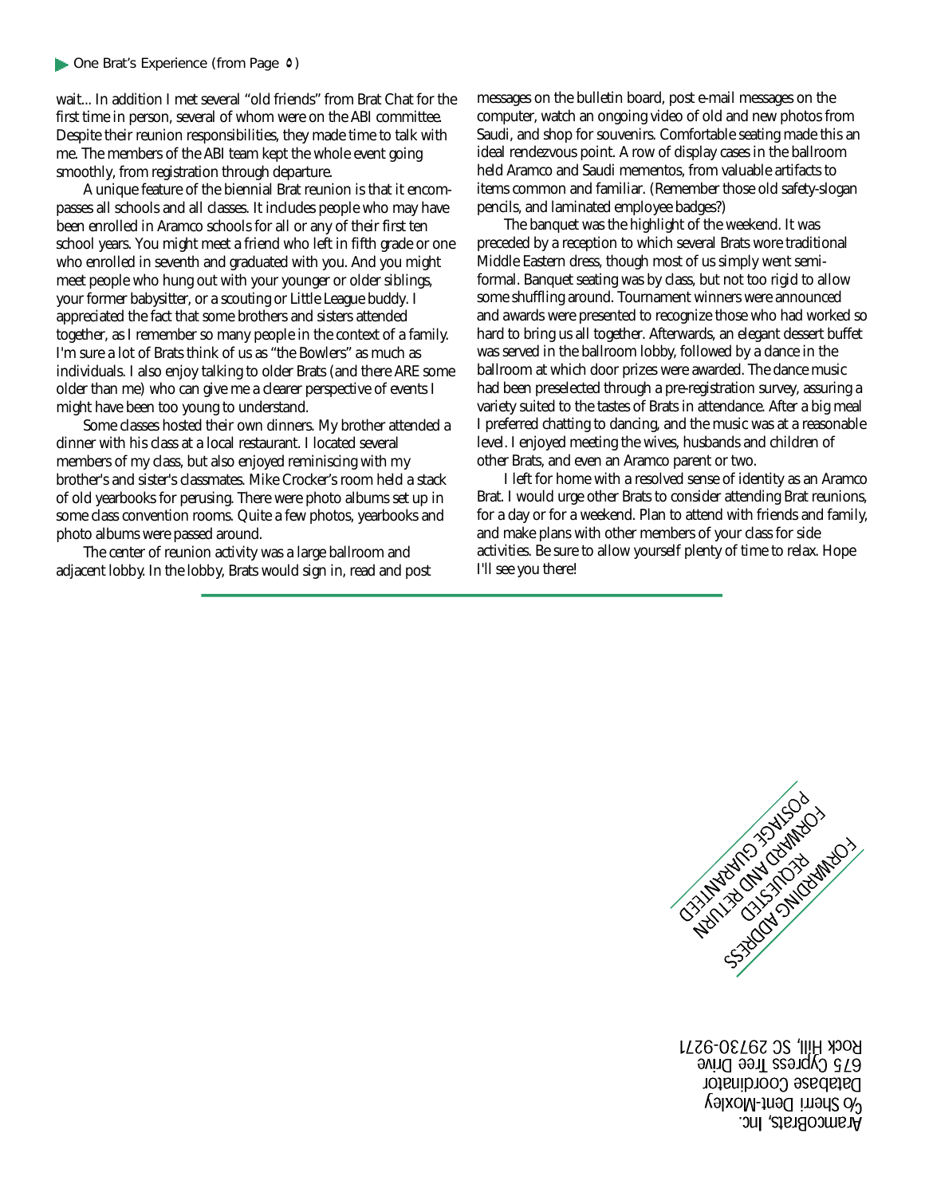One Brat's Experience (from Page 5)

wait... In addition I met several "old friends" from Brat Chat for the first time in person, several of whom were on the ABI committee. Despite their reunion responsibilities, they made time to talk with me. The members of the ABI team kept the whole event going smoothly, from registration through departure.

A unique feature of the biennial Brat reunion is that it encompasses all schools and all classes. It includes people who may have been enrolled in Aramco schools for all or any of their first ten school years. You might meet a friend who left in fifth grade or one who enrolled in seventh and graduated with you. And you might meet people who hung out with your younger or older siblings, your former babysitter, or a scouting or Little League buddy. I appreciated the fact that some brothers and sisters attended together, as I remember so many people in the context of a family. I'm sure a lot of Brats think of us as "the Bowlers" as much as individuals. I also enjoy talking to older Brats (and there ARE some older than me) who can give me a clearer perspective of events I might have been too young to understand.

Some classes hosted their own dinners. My brother attended a dinner with his class at a local restaurant. I located several members of my class, but also enjoyed reminiscing with my brother's and sister's classmates. Mike Crocker's room held a stack of old yearbooks for perusing. There were photo albums set up in some class convention rooms. Quite a few photos, yearbooks and photo albums were passed around.

The center of reunion activity was a large ballroom and adjacent lobby. In the lobby, Brats would sign in, read and post messages on the bulletin board, post e-mail messages on the computer, watch an ongoing video of old and new photos from Saudi, and shop for souvenirs. Comfortable seating made this an ideal rendezvous point. A row of display cases in the ballroom held Aramco and Saudi mementos, from valuable artifacts to items common and familiar. (Remember those old safety-slogan pencils, and laminated employee badges?)

The banquet was the highlight of the weekend. It was preceded by a reception to which several Brats wore traditional Middle Eastern dress, though most of us simply went semi-formal. Banquet seating was by class, but not too rigid to allow some shuffling around. Tournament winners were announced and awards were presented to recognize those who had worked so hard to bring us all together. Afterwards, an elegant dessert buffet was served in the ballroom lobby, followed by a dance in the ballroom at which door prizes were awarded. The dance music had been preselected through a pre-registration survey, assuring a variety suited to the tastes of Brats in attendance. After a big meal I preferred chatting to dancing, and the music was at a reasonable level. I enjoyed meeting the wives, husbands and children of other Brats, and even an Aramco parent or two.

I left for home with a resolved sense of identity as an Aramco Brat. I would urge other Brats to consider attending Brat reunions, for a day or for a weekend. Plan to attend with friends and family, and make plans with other members of your class for side activities. Be sure to allow yourself plenty of time to relax. Hope I'll see you there!

POSTAGE GUARANTEED
FORWARD AND RETURN
REQUESTED
FORWARDING ADDRESS

AramcoBrats, Inc.
c/o Sherri Dent-Moxley
Database Coordinator
675 Cypress Tree Drive
Rock Hill, SC 29730-9271